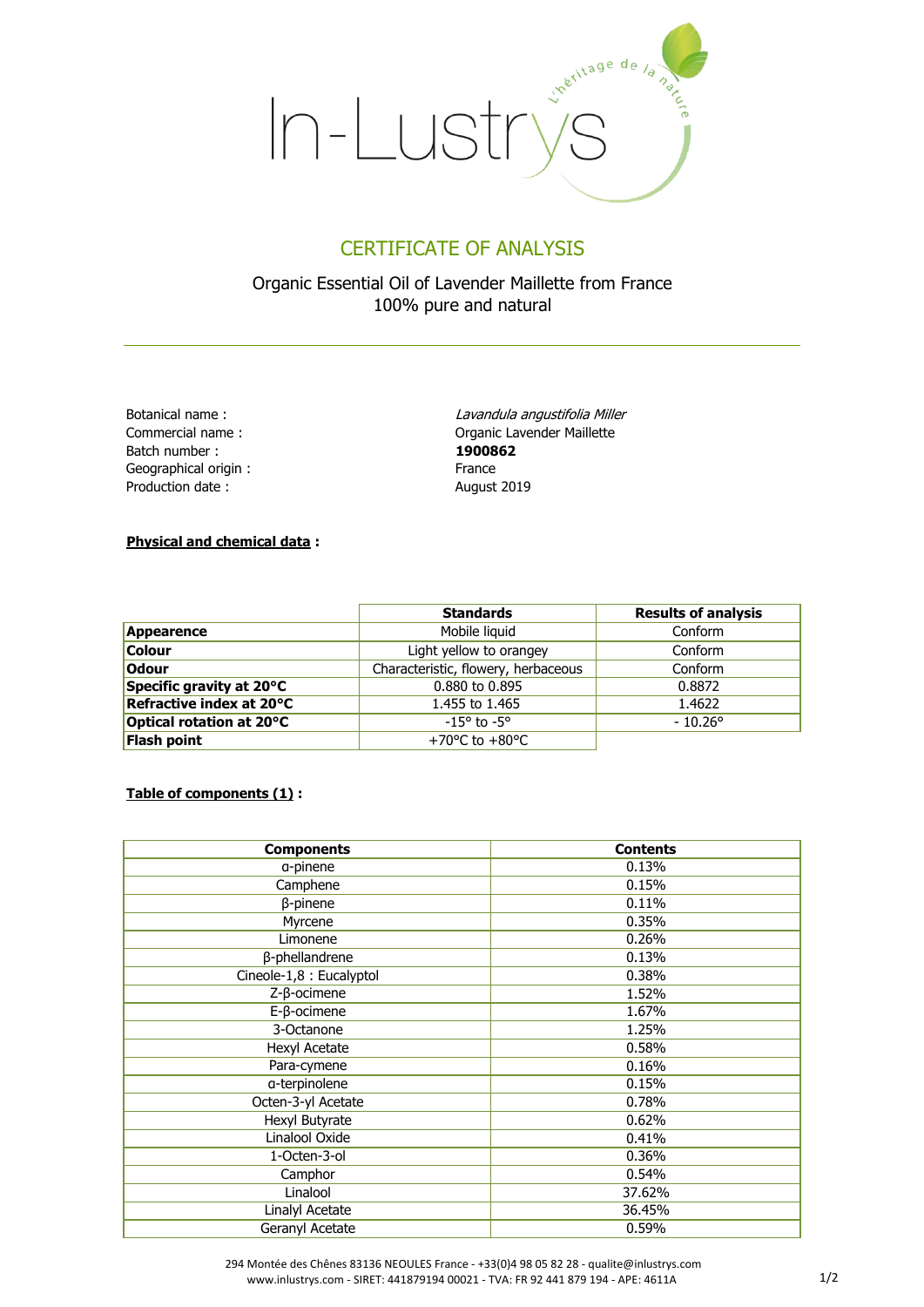In-Lustrys

L'héritage de la nature

# CERTIFICATE OF ANALYSIS

Organic Essential Oil of Lavender Maillette from France
100% pure and natural

Botanical name : *Lavandula angustifolia Miller*
Commercial name : Organic Lavender Maillette
Batch number : **1900862**
Geographical origin : France
Production date : August 2019

**Physical and chemical data** :

| | Standards | Results of analysis |
|---|---|---|
| **Appearence** | Mobile liquid | Conform |
| **Colour** | Light yellow to orangey | Conform |
| **Odour** | Characteristic, flowery, herbaceous | Conform |
| **Specific gravity at 20°C** | 0.880 to 0.895 | 0.8872 |
| **Refractive index at 20°C** | 1.455 to 1.465 | 1.4622 |
| **Optical rotation at 20°C** | -15° to -5° | - 10.26° |
| **Flash point** | +70°C to +80°C | |

**Table of components (1)** :

| Components | Contents |
|---|---|
| α-pinene | 0.13% |
| Camphene | 0.15% |
| β-pinene | 0.11% |
| Myrcene | 0.35% |
| Limonene | 0.26% |
| β-phellandrene | 0.13% |
| Cineole-1,8 : Eucalyptol | 0.38% |
| Z-β-ocimene | 1.52% |
| E-β-ocimene | 1.67% |
| 3-Octanone | 1.25% |
| Hexyl Acetate | 0.58% |
| Para-cymene | 0.16% |
| α-terpinolene | 0.15% |
| Octen-3-yl Acetate | 0.78% |
| Hexyl Butyrate | 0.62% |
| Linalool Oxide | 0.41% |
| 1-Octen-3-ol | 0.36% |
| Camphor | 0.54% |
| Linalool | 37.62% |
| Linalyl Acetate | 36.45% |
| Geranyl Acetate | 0.59% |

294 Montée des Chênes 83136 NEOULES France - +33(0)4 98 05 82 28 - qualite@inlustrys.com
www.inlustrys.com - SIRET: 441879194 00021 - TVA: FR 92 441 879 194 - APE: 4611A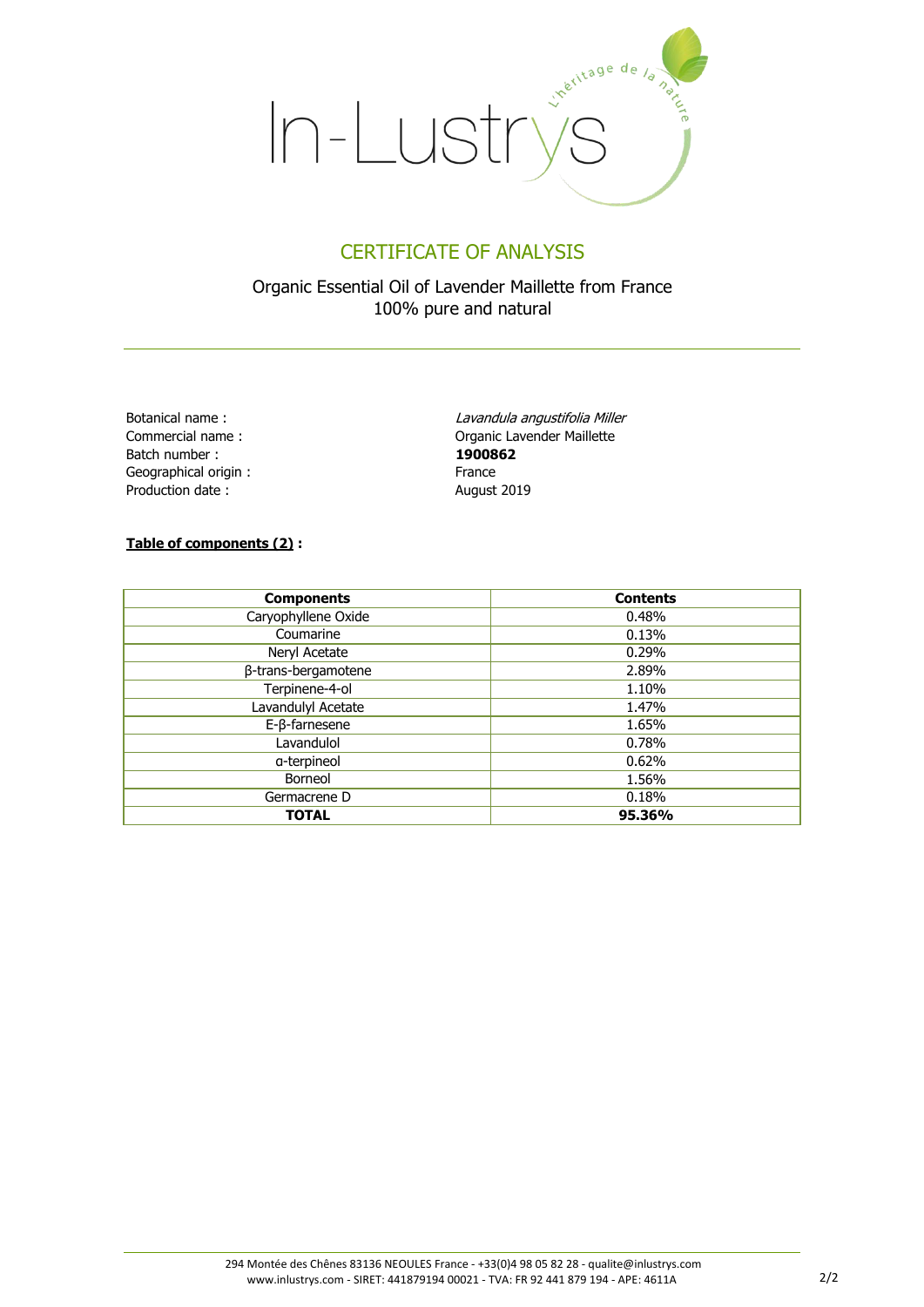In-Lustrys

L'héritage de la nature

## CERTIFICATE OF ANALYSIS

Organic Essential Oil of Lavender Maillette from France
100% pure and natural

---

| | |
|---|---|
| Botanical name : | *Lavandula angustifolia Miller* |
| Commercial name : | Organic Lavender Maillette |
| Batch number : | **1900862** |
| Geographical origin : | France |
| Production date : | August 2019 |

**Table of components (2) :**

| **Components** | **Contents** |
|---|---|
| Caryophyllene Oxide | 0.48% |
| Coumarine | 0.13% |
| Neryl Acetate | 0.29% |
| β-trans-bergamotene | 2.89% |
| Terpinene-4-ol | 1.10% |
| Lavandulyl Acetate | 1.47% |
| E-β-farnesene | 1.65% |
| Lavandulol | 0.78% |
| α-terpineol | 0.62% |
| Borneol | 1.56% |
| Germacrene D | 0.18% |
| **TOTAL** | **95.36%** |

294 Montée des Chênes 83136 NEOULES France - +33(0)4 98 05 82 28 - qualite@inlustrys.com
www.inlustrys.com - SIRET: 441879194 00021 - TVA: FR 92 441 879 194 - APE: 4611A